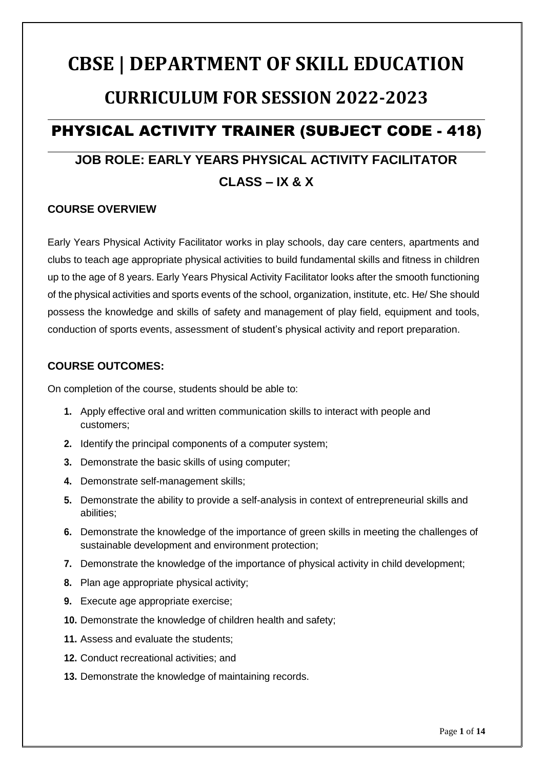# CBSE | DEPARTMENT OF SKILL EDUCATION

# CURRICULUM FOR SESSION 2022-2023

## PHYSICAL ACTIVITY TRAINER (SUBJECT CODE - 418)

### JOB ROLE: EARLY YEARS PHYSICAL ACTIVITY FACILITATOR

### CLASS – IX & X

**COURSE OVERVIEW**

Early Years Physical Activity Facilitator works in play schools, day care centers, apartments and clubs to teach age appropriate physical activities to build fundamental skills and fitness in children up to the age of 8 years. Early Years Physical Activity Facilitator looks after the smooth functioning of the physical activities and sports events of the school, organization, institute, etc. He/ She should possess the knowledge and skills of safety and management of play field, equipment and tools, conduction of sports events, assessment of student's physical activity and report preparation.

**COURSE OUTCOMES:**

On completion of the course, students should be able to:

1. Apply effective oral and written communication skills to interact with people and customers;
2. Identify the principal components of a computer system;
3. Demonstrate the basic skills of using computer;
4. Demonstrate self-management skills;
5. Demonstrate the ability to provide a self-analysis in context of entrepreneurial skills and abilities;
6. Demonstrate the knowledge of the importance of green skills in meeting the challenges of sustainable development and environment protection;
7. Demonstrate the knowledge of the importance of physical activity in child development;
8. Plan age appropriate physical activity;
9. Execute age appropriate exercise;
10. Demonstrate the knowledge of children health and safety;
11. Assess and evaluate the students;
12. Conduct recreational activities; and
13. Demonstrate the knowledge of maintaining records.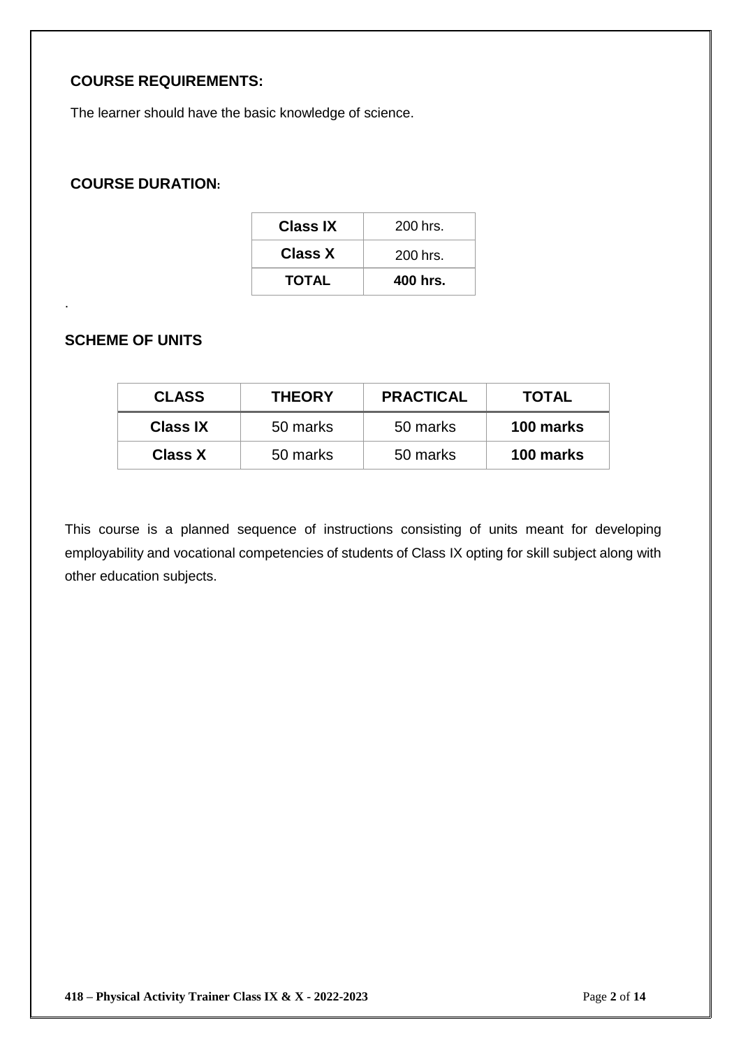## COURSE REQUIREMENTS:

The learner should have the basic knowledge of science.

## COURSE DURATION:

| Class IX | 200 hrs. |
|---|---|
| Class X | 200 hrs. |
| **TOTAL** | **400 hrs.** |

.

## SCHEME OF UNITS

| CLASS | THEORY | PRACTICAL | TOTAL |
|---|---|---|---|
| **Class IX** | 50 marks | 50 marks | **100 marks** |
| **Class X** | 50 marks | 50 marks | **100 marks** |

This course is a planned sequence of instructions consisting of units meant for developing employability and vocational competencies of students of Class IX opting for skill subject along with other education subjects.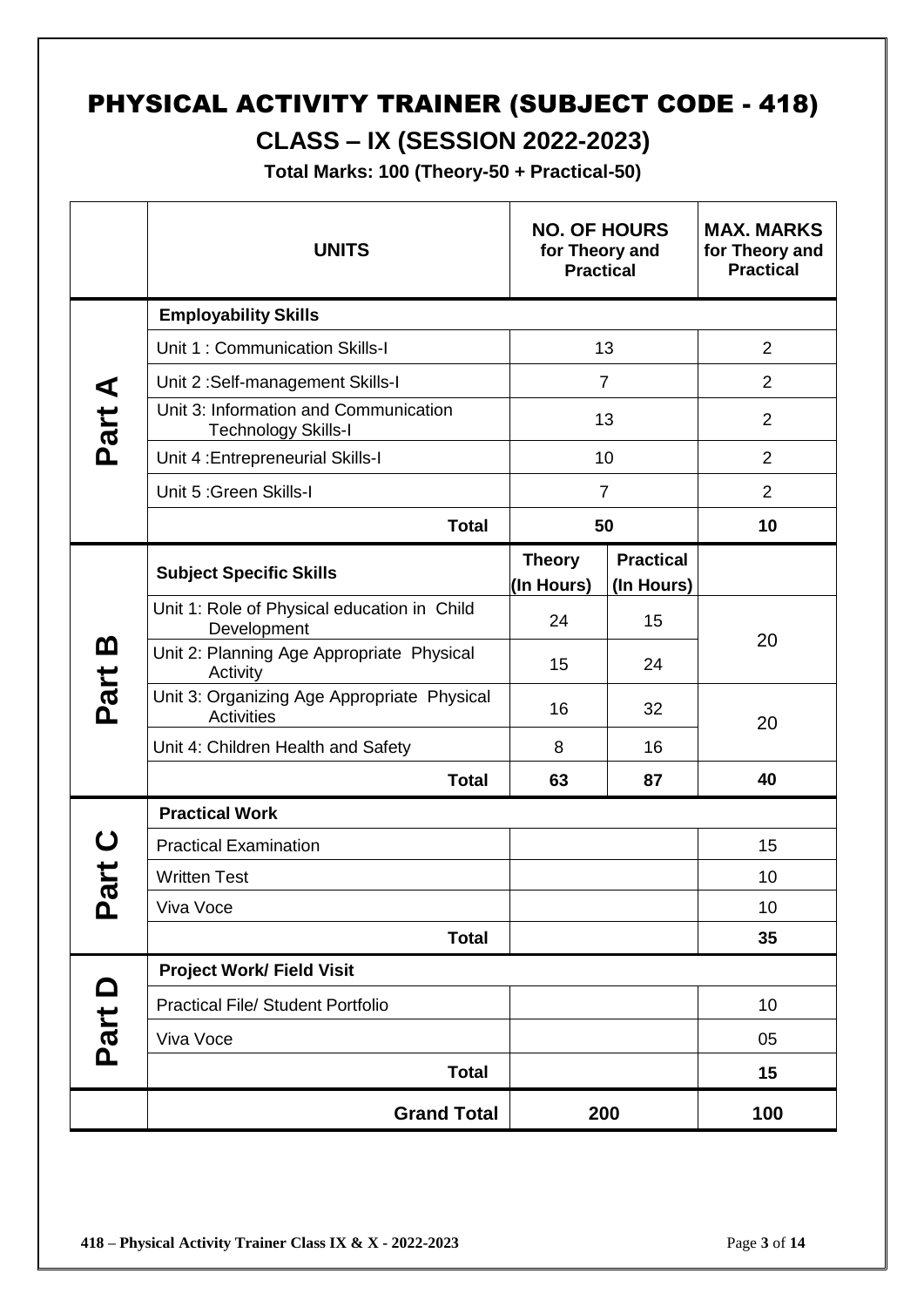# PHYSICAL ACTIVITY TRAINER (SUBJECT CODE - 418)

## CLASS – IX (SESSION 2022-2023)

**Total Marks: 100 (Theory-50 + Practical-50)**

| | **UNITS** | **NO. OF HOURS for Theory and Practical** | | **MAX. MARKS for Theory and Practical** |
|---|---|---|---|---|
| **Part A** | **Employability Skills** | | | |
| | Unit 1 : Communication Skills-I | 13 | | 2 |
| | Unit 2 :Self-management Skills-I | 7 | | 2 |
| | Unit 3: Information and Communication Technology Skills-I | 13 | | 2 |
| | Unit 4 :Entrepreneurial Skills-I | 10 | | 2 |
| | Unit 5 :Green Skills-I | 7 | | 2 |
| | **Total** | **50** | | **10** |
| **Part B** | **Subject Specific Skills** | **Theory (In Hours)** | **Practical (In Hours)** | |
| | Unit 1: Role of Physical education in Child Development | 24 | 15 | 20 |
| | Unit 2: Planning Age Appropriate Physical Activity | 15 | 24 | |
| | Unit 3: Organizing Age Appropriate Physical Activities | 16 | 32 | 20 |
| | Unit 4: Children Health and Safety | 8 | 16 | |
| | **Total** | **63** | **87** | **40** |
| **Part C** | **Practical Work** | | | |
| | Practical Examination | | | 15 |
| | Written Test | | | 10 |
| | Viva Voce | | | 10 |
| | **Total** | | | **35** |
| **Part D** | **Project Work/ Field Visit** | | | |
| | Practical File/ Student Portfolio | | | 10 |
| | Viva Voce | | | 05 |
| | **Total** | | | **15** |
| | **Grand Total** | **200** | | **100** |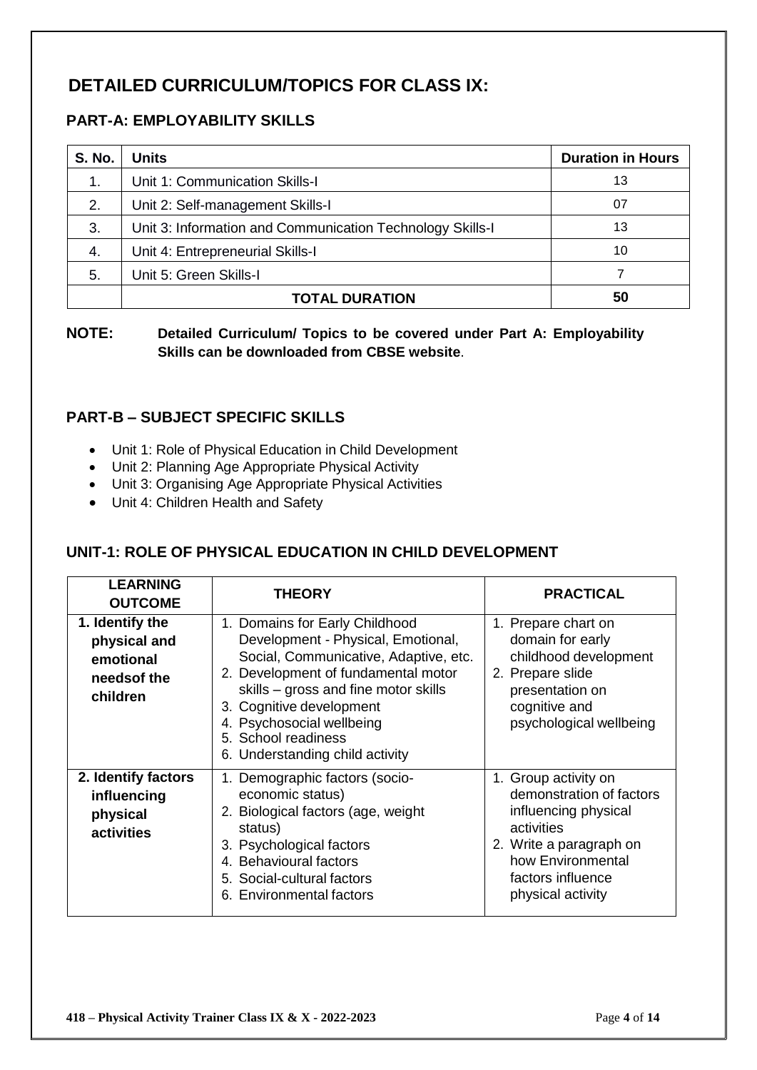# DETAILED CURRICULUM/TOPICS FOR CLASS IX:

## PART-A: EMPLOYABILITY SKILLS

| S. No. | Units | Duration in Hours |
|---|---|---|
| 1. | Unit 1: Communication Skills-I | 13 |
| 2. | Unit 2: Self-management Skills-I | 07 |
| 3. | Unit 3: Information and Communication Technology Skills-I | 13 |
| 4. | Unit 4: Entrepreneurial Skills-I | 10 |
| 5. | Unit 5: Green Skills-I | 7 |
| | **TOTAL DURATION** | **50** |

**NOTE:** **Detailed Curriculum/ Topics to be covered under Part A: Employability Skills can be downloaded from CBSE website**.

## PART-B – SUBJECT SPECIFIC SKILLS

- Unit 1: Role of Physical Education in Child Development
- Unit 2: Planning Age Appropriate Physical Activity
- Unit 3: Organising Age Appropriate Physical Activities
- Unit 4: Children Health and Safety

## UNIT-1: ROLE OF PHYSICAL EDUCATION IN CHILD DEVELOPMENT

| LEARNING OUTCOME | THEORY | PRACTICAL |
|---|---|---|
| **1. Identify the physical and emotional needsof the children** | 1. Domains for Early Childhood Development - Physical, Emotional, Social, Communicative, Adaptive, etc.<br>2. Development of fundamental motor skills – gross and fine motor skills<br>3. Cognitive development<br>4. Psychosocial wellbeing<br>5. School readiness<br>6. Understanding child activity | 1. Prepare chart on domain for early childhood development<br>2. Prepare slide presentation on cognitive and psychological wellbeing |
| **2. Identify factors influencing physical activities** | 1. Demographic factors (socio-economic status)<br>2. Biological factors (age, weight status)<br>3. Psychological factors<br>4. Behavioural factors<br>5. Social-cultural factors<br>6. Environmental factors | 1. Group activity on demonstration of factors influencing physical activities<br>2. Write a paragraph on how Environmental factors influence physical activity |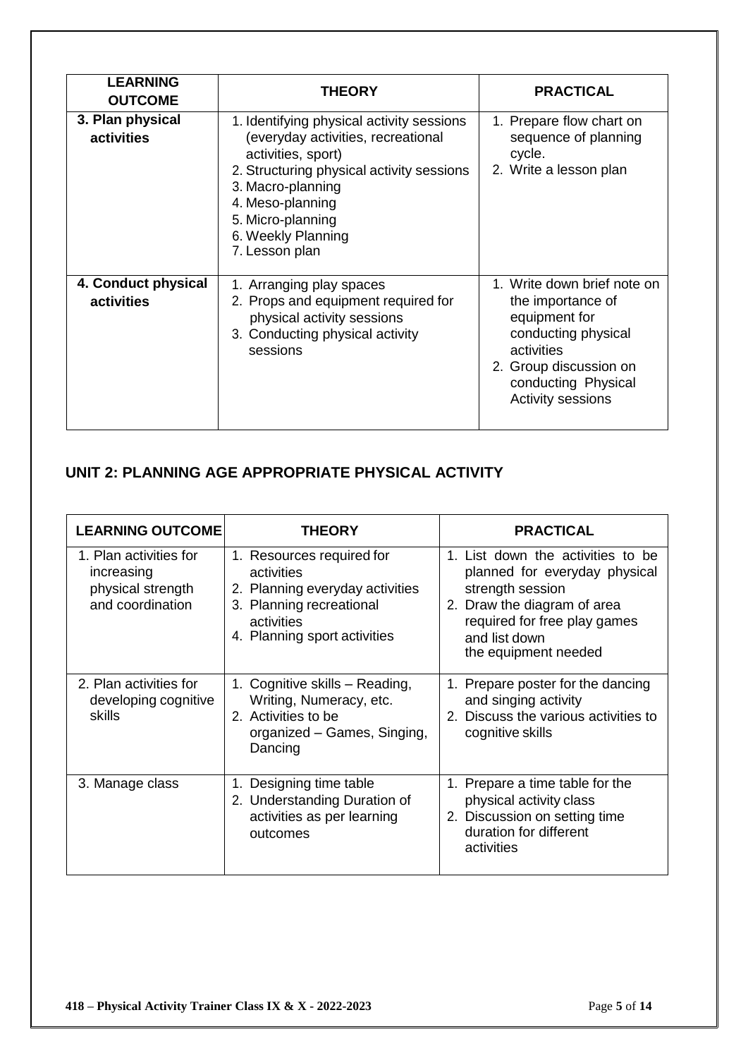| LEARNING OUTCOME | THEORY | PRACTICAL |
|---|---|---|
| **3. Plan physical activities** | 1. Identifying physical activity sessions (everyday activities, recreational activities, sport)<br>2. Structuring physical activity sessions<br>3. Macro-planning<br>4. Meso-planning<br>5. Micro-planning<br>6. Weekly Planning<br>7. Lesson plan | 1. Prepare flow chart on sequence of planning cycle.<br>2. Write a lesson plan |
| **4. Conduct physical activities** | 1. Arranging play spaces<br>2. Props and equipment required for physical activity sessions<br>3. Conducting physical activity sessions | 1. Write down brief note on the importance of equipment for conducting physical activities<br>2. Group discussion on conducting Physical Activity sessions |

## UNIT 2: PLANNING AGE APPROPRIATE PHYSICAL ACTIVITY

| LEARNING OUTCOME | THEORY | PRACTICAL |
|---|---|---|
| 1. Plan activities for increasing physical strength and coordination | 1. Resources required for activities<br>2. Planning everyday activities<br>3. Planning recreational activities<br>4. Planning sport activities | 1. List down the activities to be planned for everyday physical strength session<br>2. Draw the diagram of area required for free play games and list down the equipment needed |
| 2. Plan activities for developing cognitive skills | 1. Cognitive skills – Reading, Writing, Numeracy, etc.<br>2. Activities to be organized – Games, Singing, Dancing | 1. Prepare poster for the dancing and singing activity<br>2. Discuss the various activities to cognitive skills |
| 3. Manage class | 1. Designing time table<br>2. Understanding Duration of activities as per learning outcomes | 1. Prepare a time table for the physical activity class<br>2. Discussion on setting time duration for different activities |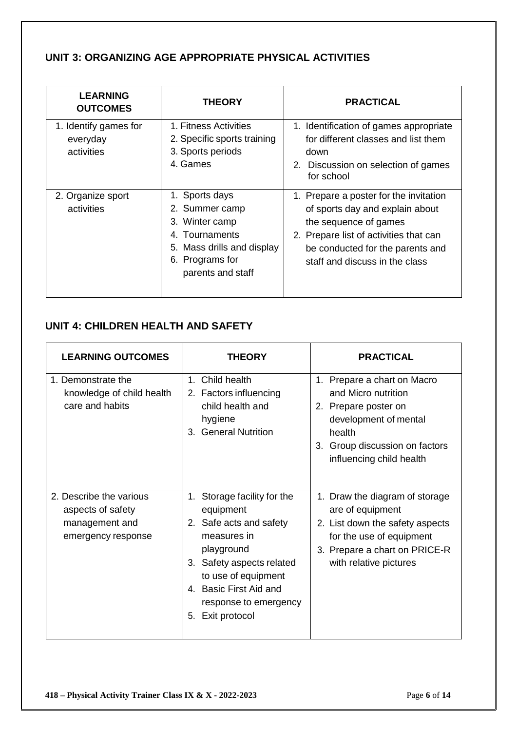## UNIT 3: ORGANIZING AGE APPROPRIATE PHYSICAL ACTIVITIES

| LEARNING OUTCOMES | THEORY | PRACTICAL |
|---|---|---|
| 1. Identify games for everyday activities | 1. Fitness Activities<br>2. Specific sports training<br>3. Sports periods<br>4. Games | 1. Identification of games appropriate for different classes and list them down<br>2. Discussion on selection of games for school |
| 2. Organize sport activities | 1. Sports days<br>2. Summer camp<br>3. Winter camp<br>4. Tournaments<br>5. Mass drills and display<br>6. Programs for parents and staff | 1. Prepare a poster for the invitation of sports day and explain about the sequence of games<br>2. Prepare list of activities that can be conducted for the parents and staff and discuss in the class |

## UNIT 4: CHILDREN HEALTH AND SAFETY

| LEARNING OUTCOMES | THEORY | PRACTICAL |
|---|---|---|
| 1. Demonstrate the knowledge of child health care and habits | 1. Child health<br>2. Factors influencing child health and hygiene<br>3. General Nutrition | 1. Prepare a chart on Macro and Micro nutrition<br>2. Prepare poster on development of mental health<br>3. Group discussion on factors influencing child health |
| 2. Describe the various aspects of safety management and emergency response | 1. Storage facility for the equipment<br>2. Safe acts and safety measures in playground<br>3. Safety aspects related to use of equipment<br>4. Basic First Aid and response to emergency<br>5. Exit protocol | 1. Draw the diagram of storage are of equipment<br>2. List down the safety aspects for the use of equipment<br>3. Prepare a chart on PRICE-R with relative pictures |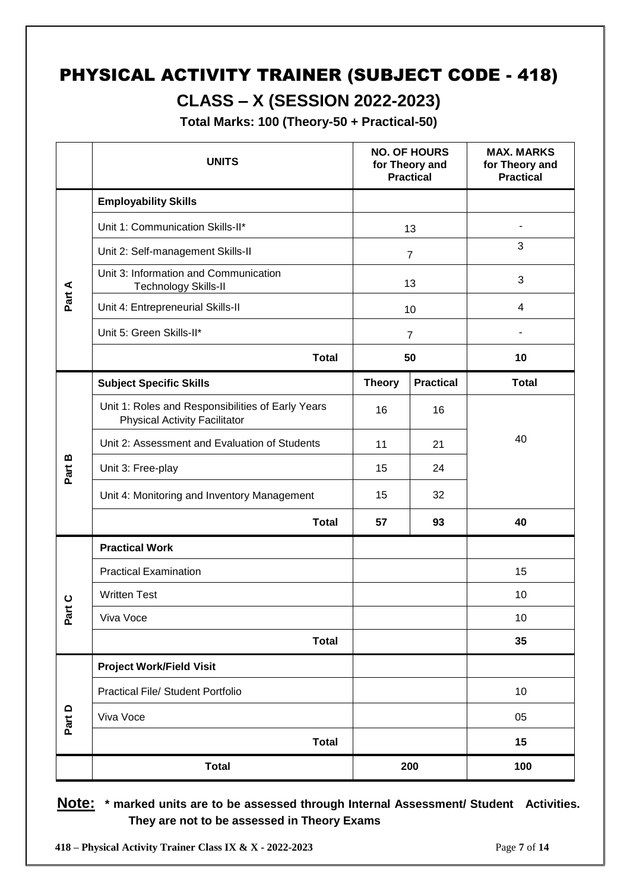# PHYSICAL ACTIVITY TRAINER (SUBJECT CODE - 418)

## CLASS – X (SESSION 2022-2023)

**Total Marks: 100 (Theory-50 + Practical-50)**

| | UNITS | NO. OF HOURS for Theory and Practical | | MAX. MARKS for Theory and Practical |
|---|---|---|---|---|
| Part A | **Employability Skills** | | | |
| | Unit 1: Communication Skills-II* | 13 | | - |
| | Unit 2: Self-management Skills-II | 7 | | 3 |
| | Unit 3: Information and Communication Technology Skills-II | 13 | | 3 |
| | Unit 4: Entrepreneurial Skills-II | 10 | | 4 |
| | Unit 5: Green Skills-II* | 7 | | - |
| | **Total** | **50** | | **10** |
| Part B | **Subject Specific Skills** | **Theory** | **Practical** | **Total** |
| | Unit 1: Roles and Responsibilities of Early Years Physical Activity Facilitator | 16 | 16 | 40 |
| | Unit 2: Assessment and Evaluation of Students | 11 | 21 | |
| | Unit 3: Free-play | 15 | 24 | |
| | Unit 4: Monitoring and Inventory Management | 15 | 32 | |
| | **Total** | **57** | **93** | **40** |
| Part C | **Practical Work** | | | |
| | Practical Examination | | | 15 |
| | Written Test | | | 10 |
| | Viva Voce | | | 10 |
| | **Total** | | | **35** |
| Part D | **Project Work/Field Visit** | | | |
| | Practical File/ Student Portfolio | | | 10 |
| | Viva Voce | | | 05 |
| | **Total** | | | **15** |
| | **Total** | **200** | | **100** |

**Note: * marked units are to be assessed through Internal Assessment/ Student Activities. They are not to be assessed in Theory Exams**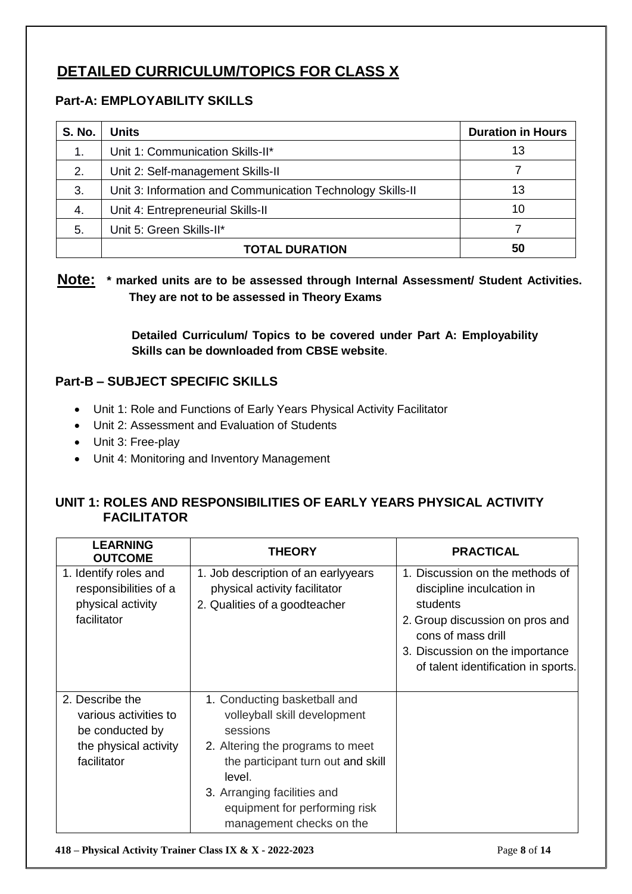# DETAILED CURRICULUM/TOPICS FOR CLASS X

## Part-A: EMPLOYABILITY SKILLS

| S. No. | Units | Duration in Hours |
|---|---|---|
| 1. | Unit 1: Communication Skills-II* | 13 |
| 2. | Unit 2: Self-management Skills-II | 7 |
| 3. | Unit 3: Information and Communication Technology Skills-II | 13 |
| 4. | Unit 4: Entrepreneurial Skills-II | 10 |
| 5. | Unit 5: Green Skills-II* | 7 |
| | **TOTAL DURATION** | **50** |

**Note: * marked units are to be assessed through Internal Assessment/ Student Activities. They are not to be assessed in Theory Exams**

**Detailed Curriculum/ Topics to be covered under Part A: Employability Skills can be downloaded from CBSE website**.

## Part-B – SUBJECT SPECIFIC SKILLS

- Unit 1: Role and Functions of Early Years Physical Activity Facilitator
- Unit 2: Assessment and Evaluation of Students
- Unit 3: Free-play
- Unit 4: Monitoring and Inventory Management

### UNIT 1: ROLES AND RESPONSIBILITIES OF EARLY YEARS PHYSICAL ACTIVITY FACILITATOR

| LEARNING OUTCOME | THEORY | PRACTICAL |
|---|---|---|
| 1. Identify roles and responsibilities of a physical activity facilitator | 1. Job description of an earlyyears physical activity facilitator<br>2. Qualities of a goodteacher | 1. Discussion on the methods of discipline inculcation in students<br>2. Group discussion on pros and cons of mass drill<br>3. Discussion on the importance of talent identification in sports. |
| 2. Describe the various activities to be conducted by the physical activity facilitator | 1. Conducting basketball and volleyball skill development sessions<br>2. Altering the programs to meet the participant turn out and skill level.<br>3. Arranging facilities and equipment for performing risk management checks on the | |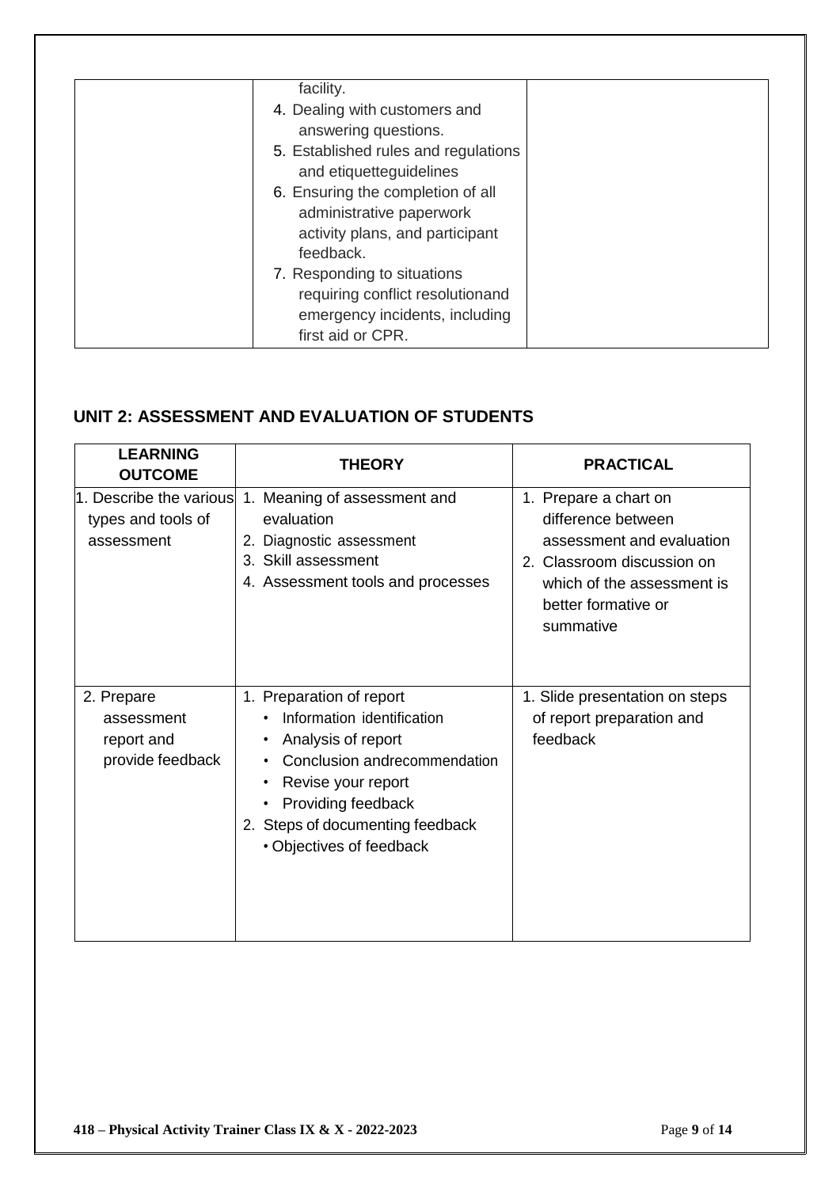| | | |
|---|---|---|
| | facility.<br>4. Dealing with customers and answering questions.<br>5. Established rules and regulations and etiquetteguidelines<br>6. Ensuring the completion of all administrative paperwork activity plans, and participant feedback.<br>7. Responding to situations requiring conflict resolutionand emergency incidents, including first aid or CPR. | |

## UNIT 2: ASSESSMENT AND EVALUATION OF STUDENTS

| LEARNING OUTCOME | THEORY | PRACTICAL |
|---|---|---|
| 1. Describe the various types and tools of assessment | 1. Meaning of assessment and evaluation<br>2. Diagnostic assessment<br>3. Skill assessment<br>4. Assessment tools and processes | 1. Prepare a chart on difference between assessment and evaluation<br>2. Classroom discussion on which of the assessment is better formative or summative |
| 2. Prepare assessment report and provide feedback | 1. Preparation of report<br>• Information identification<br>• Analysis of report<br>• Conclusion andrecommendation<br>• Revise your report<br>• Providing feedback<br>2. Steps of documenting feedback<br>• Objectives of feedback | 1. Slide presentation on steps of report preparation and feedback |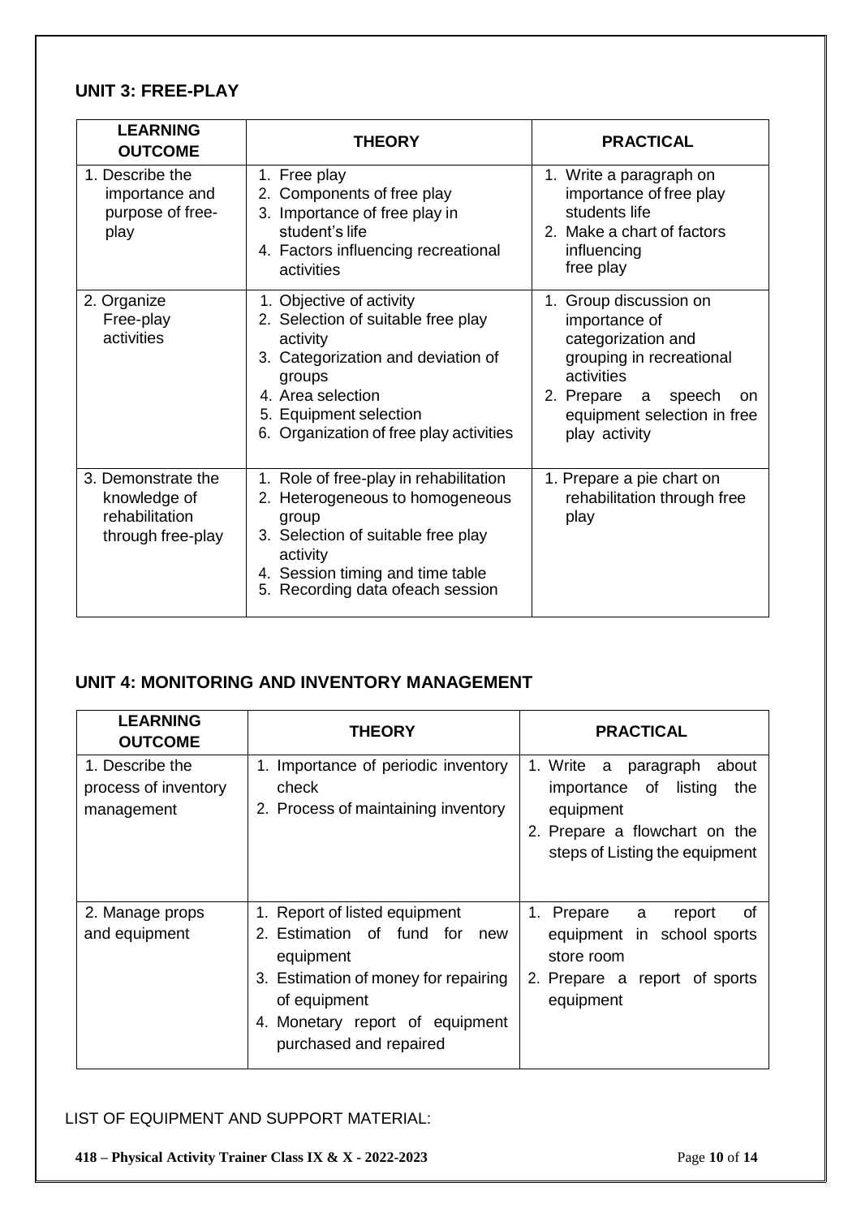## UNIT 3: FREE-PLAY

| LEARNING OUTCOME | THEORY | PRACTICAL |
|---|---|---|
| 1. Describe the importance and purpose of free-play | 1. Free play<br>2. Components of free play<br>3. Importance of free play in student's life<br>4. Factors influencing recreational activities | 1. Write a paragraph on importance of free play students life<br>2. Make a chart of factors influencing free play |
| 2. Organize Free-play activities | 1. Objective of activity<br>2. Selection of suitable free play activity<br>3. Categorization and deviation of groups<br>4. Area selection<br>5. Equipment selection<br>6. Organization of free play activities | 1. Group discussion on importance of categorization and grouping in recreational activities<br>2. Prepare a speech on equipment selection in free play activity |
| 3. Demonstrate the knowledge of rehabilitation through free-play | 1. Role of free-play in rehabilitation<br>2. Heterogeneous to homogeneous group<br>3. Selection of suitable free play activity<br>4. Session timing and time table<br>5. Recording data ofeach session | 1. Prepare a pie chart on rehabilitation through free play |

## UNIT 4: MONITORING AND INVENTORY MANAGEMENT

| LEARNING OUTCOME | THEORY | PRACTICAL |
|---|---|---|
| 1. Describe the process of inventory management | 1. Importance of periodic inventory check<br>2. Process of maintaining inventory | 1. Write a paragraph about importance of listing the equipment<br>2. Prepare a flowchart on the steps of Listing the equipment |
| 2. Manage props and equipment | 1. Report of listed equipment<br>2. Estimation of fund for new equipment<br>3. Estimation of money for repairing of equipment<br>4. Monetary report of equipment purchased and repaired | 1. Prepare a report of equipment in school sports store room<br>2. Prepare a report of sports equipment |

LIST OF EQUIPMENT AND SUPPORT MATERIAL: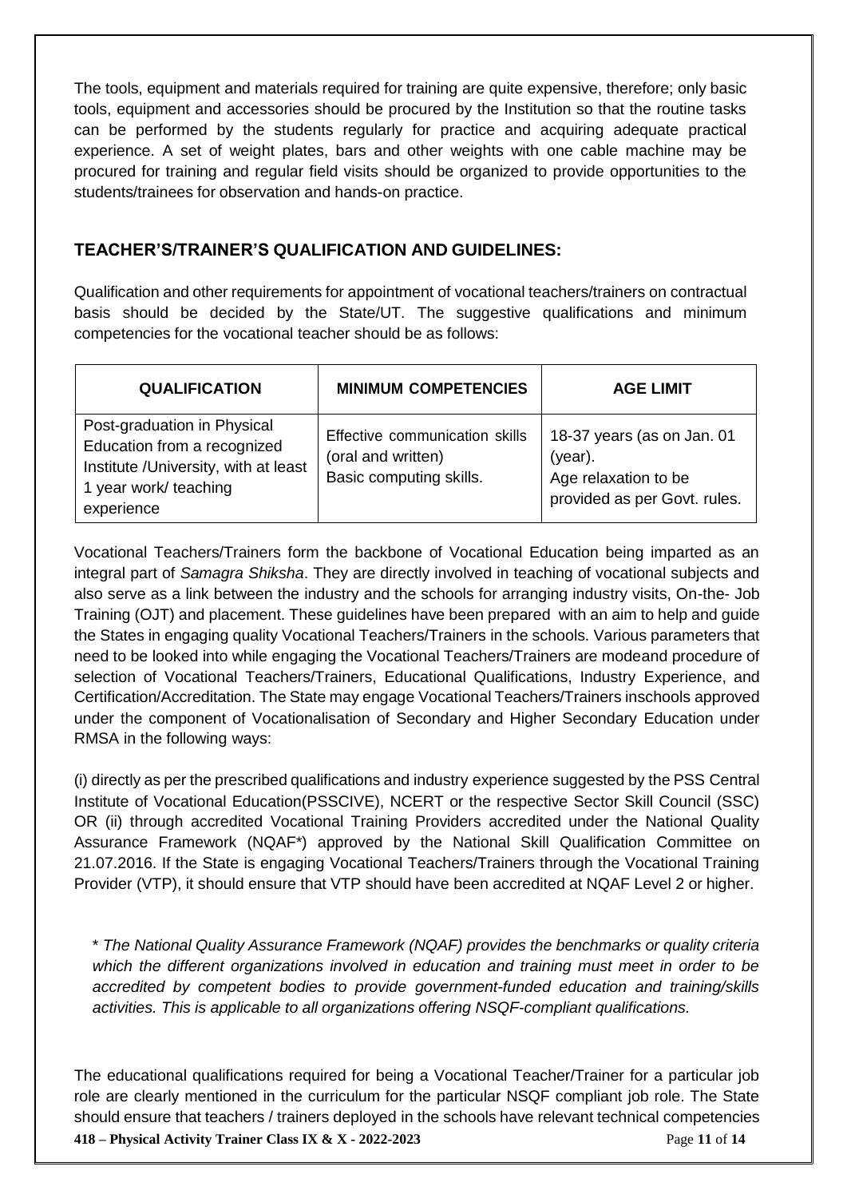The tools, equipment and materials required for training are quite expensive, therefore; only basic tools, equipment and accessories should be procured by the Institution so that the routine tasks can be performed by the students regularly for practice and acquiring adequate practical experience. A set of weight plates, bars and other weights with one cable machine may be procured for training and regular field visits should be organized to provide opportunities to the students/trainees for observation and hands-on practice.

## TEACHER'S/TRAINER'S QUALIFICATION AND GUIDELINES:

Qualification and other requirements for appointment of vocational teachers/trainers on contractual basis should be decided by the State/UT. The suggestive qualifications and minimum competencies for the vocational teacher should be as follows:

| QUALIFICATION | MINIMUM COMPETENCIES | AGE LIMIT |
| --- | --- | --- |
| Post-graduation in Physical Education from a recognized Institute /University, with at least 1 year work/ teaching experience | Effective communication skills (oral and written) Basic computing skills. | 18-37 years (as on Jan. 01 (year). Age relaxation to be provided as per Govt. rules. |

Vocational Teachers/Trainers form the backbone of Vocational Education being imparted as an integral part of *Samagra Shiksha*. They are directly involved in teaching of vocational subjects and also serve as a link between the industry and the schools for arranging industry visits, On-the- Job Training (OJT) and placement. These guidelines have been prepared with an aim to help and guide the States in engaging quality Vocational Teachers/Trainers in the schools. Various parameters that need to be looked into while engaging the Vocational Teachers/Trainers are modeand procedure of selection of Vocational Teachers/Trainers, Educational Qualifications, Industry Experience, and Certification/Accreditation. The State may engage Vocational Teachers/Trainers inschools approved under the component of Vocationalisation of Secondary and Higher Secondary Education under RMSA in the following ways:

(i) directly as per the prescribed qualifications and industry experience suggested by the PSS Central Institute of Vocational Education(PSSCIVE), NCERT or the respective Sector Skill Council (SSC) OR (ii) through accredited Vocational Training Providers accredited under the National Quality Assurance Framework (NQAF*) approved by the National Skill Qualification Committee on 21.07.2016. If the State is engaging Vocational Teachers/Trainers through the Vocational Training Provider (VTP), it should ensure that VTP should have been accredited at NQAF Level 2 or higher.

*\* The National Quality Assurance Framework (NQAF) provides the benchmarks or quality criteria which the different organizations involved in education and training must meet in order to be accredited by competent bodies to provide government-funded education and training/skills activities. This is applicable to all organizations offering NSQF-compliant qualifications.*

The educational qualifications required for being a Vocational Teacher/Trainer for a particular job role are clearly mentioned in the curriculum for the particular NSQF compliant job role. The State should ensure that teachers / trainers deployed in the schools have relevant technical competencies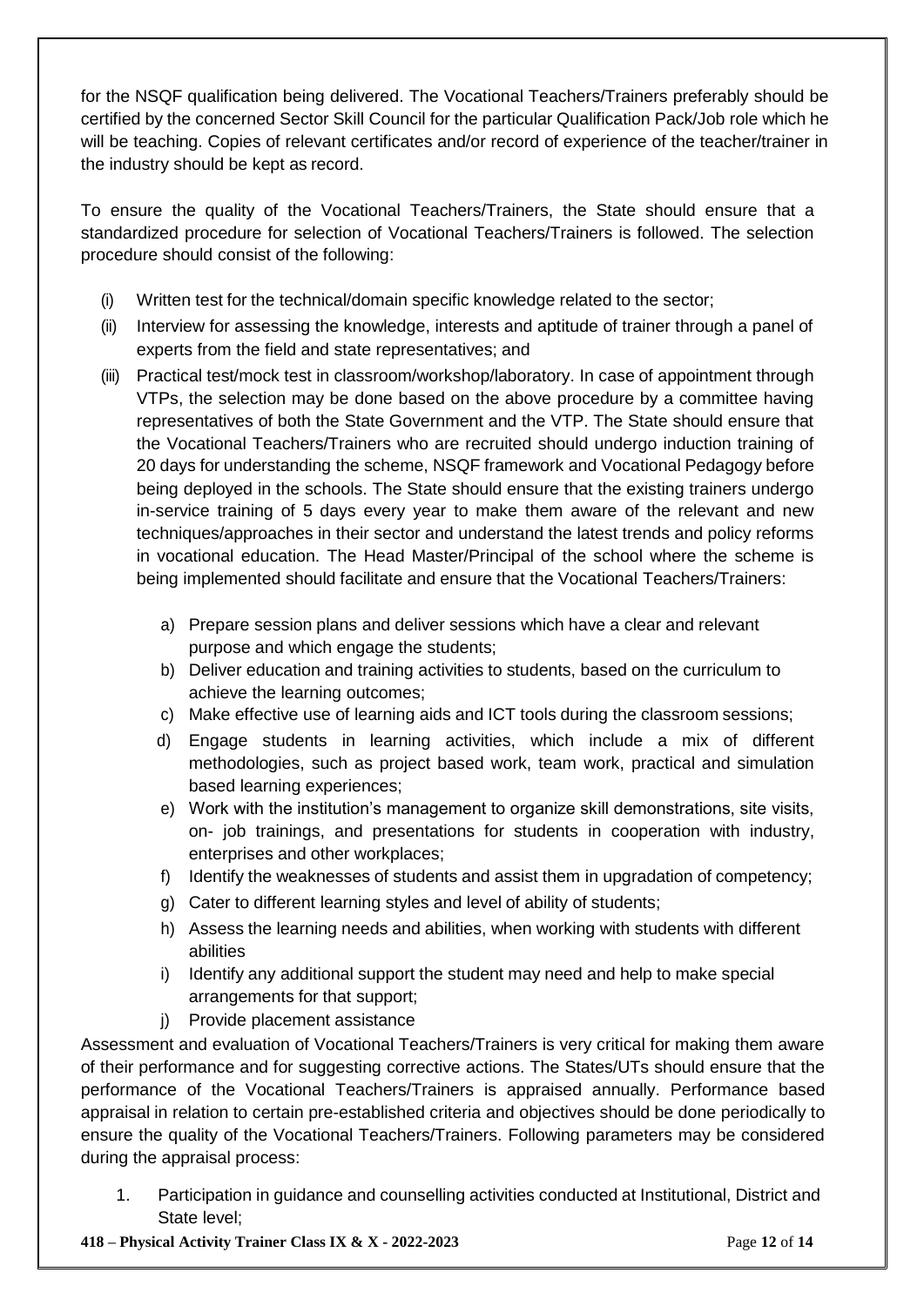for the NSQF qualification being delivered. The Vocational Teachers/Trainers preferably should be certified by the concerned Sector Skill Council for the particular Qualification Pack/Job role which he will be teaching. Copies of relevant certificates and/or record of experience of the teacher/trainer in the industry should be kept as record.

To ensure the quality of the Vocational Teachers/Trainers, the State should ensure that a standardized procedure for selection of Vocational Teachers/Trainers is followed. The selection procedure should consist of the following:

(i) Written test for the technical/domain specific knowledge related to the sector;

(ii) Interview for assessing the knowledge, interests and aptitude of trainer through a panel of experts from the field and state representatives; and

(iii) Practical test/mock test in classroom/workshop/laboratory. In case of appointment through VTPs, the selection may be done based on the above procedure by a committee having representatives of both the State Government and the VTP. The State should ensure that the Vocational Teachers/Trainers who are recruited should undergo induction training of 20 days for understanding the scheme, NSQF framework and Vocational Pedagogy before being deployed in the schools. The State should ensure that the existing trainers undergo in-service training of 5 days every year to make them aware of the relevant and new techniques/approaches in their sector and understand the latest trends and policy reforms in vocational education. The Head Master/Principal of the school where the scheme is being implemented should facilitate and ensure that the Vocational Teachers/Trainers:

   a) Prepare session plans and deliver sessions which have a clear and relevant purpose and which engage the students;
   b) Deliver education and training activities to students, based on the curriculum to achieve the learning outcomes;
   c) Make effective use of learning aids and ICT tools during the classroom sessions;
   d) Engage students in learning activities, which include a mix of different methodologies, such as project based work, team work, practical and simulation based learning experiences;
   e) Work with the institution's management to organize skill demonstrations, site visits, on- job trainings, and presentations for students in cooperation with industry, enterprises and other workplaces;
   f) Identify the weaknesses of students and assist them in upgradation of competency;
   g) Cater to different learning styles and level of ability of students;
   h) Assess the learning needs and abilities, when working with students with different abilities
   i) Identify any additional support the student may need and help to make special arrangements for that support;
   j) Provide placement assistance

Assessment and evaluation of Vocational Teachers/Trainers is very critical for making them aware of their performance and for suggesting corrective actions. The States/UTs should ensure that the performance of the Vocational Teachers/Trainers is appraised annually. Performance based appraisal in relation to certain pre-established criteria and objectives should be done periodically to ensure the quality of the Vocational Teachers/Trainers. Following parameters may be considered during the appraisal process:

1. Participation in guidance and counselling activities conducted at Institutional, District and State level;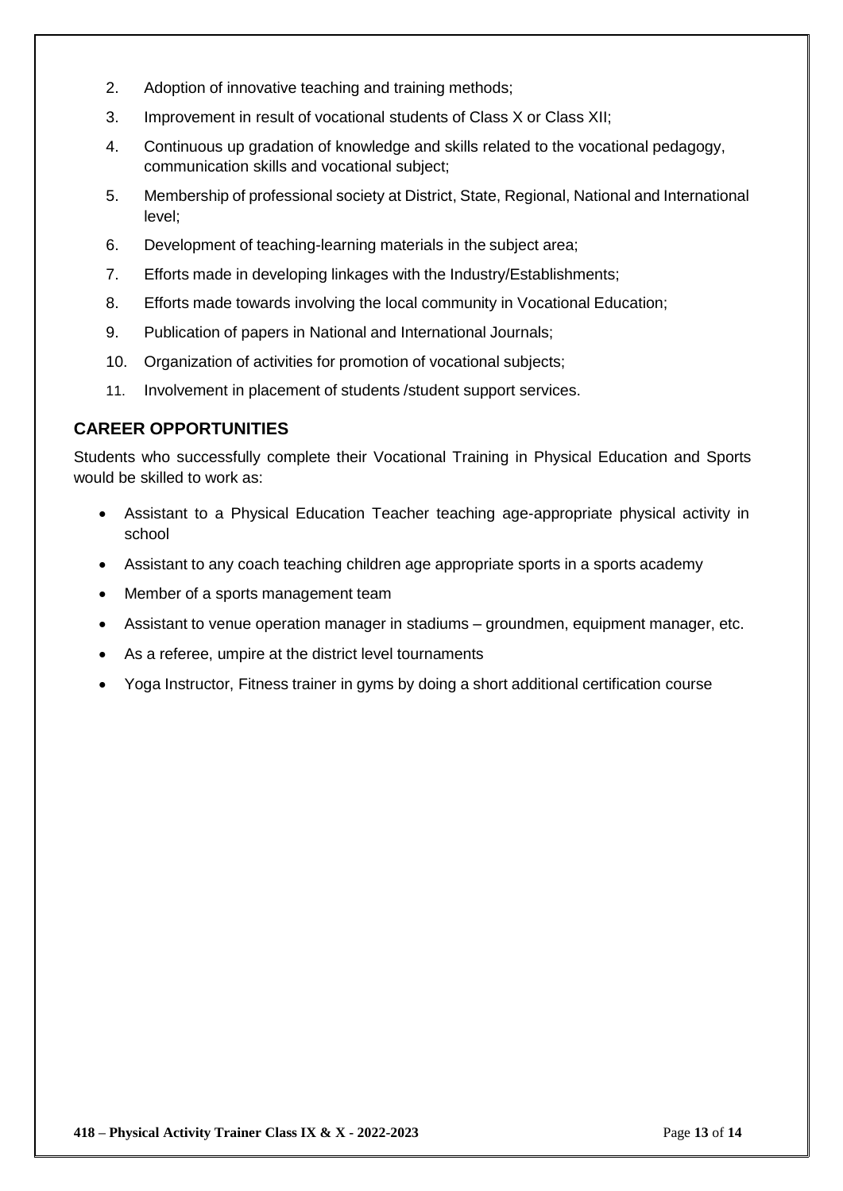2. Adoption of innovative teaching and training methods;
3. Improvement in result of vocational students of Class X or Class XII;
4. Continuous up gradation of knowledge and skills related to the vocational pedagogy, communication skills and vocational subject;
5. Membership of professional society at District, State, Regional, National and International level;
6. Development of teaching-learning materials in the subject area;
7. Efforts made in developing linkages with the Industry/Establishments;
8. Efforts made towards involving the local community in Vocational Education;
9. Publication of papers in National and International Journals;
10. Organization of activities for promotion of vocational subjects;
11. Involvement in placement of students /student support services.

## CAREER OPPORTUNITIES

Students who successfully complete their Vocational Training in Physical Education and Sports would be skilled to work as:

- Assistant to a Physical Education Teacher teaching age-appropriate physical activity in school
- Assistant to any coach teaching children age appropriate sports in a sports academy
- Member of a sports management team
- Assistant to venue operation manager in stadiums – groundmen, equipment manager, etc.
- As a referee, umpire at the district level tournaments
- Yoga Instructor, Fitness trainer in gyms by doing a short additional certification course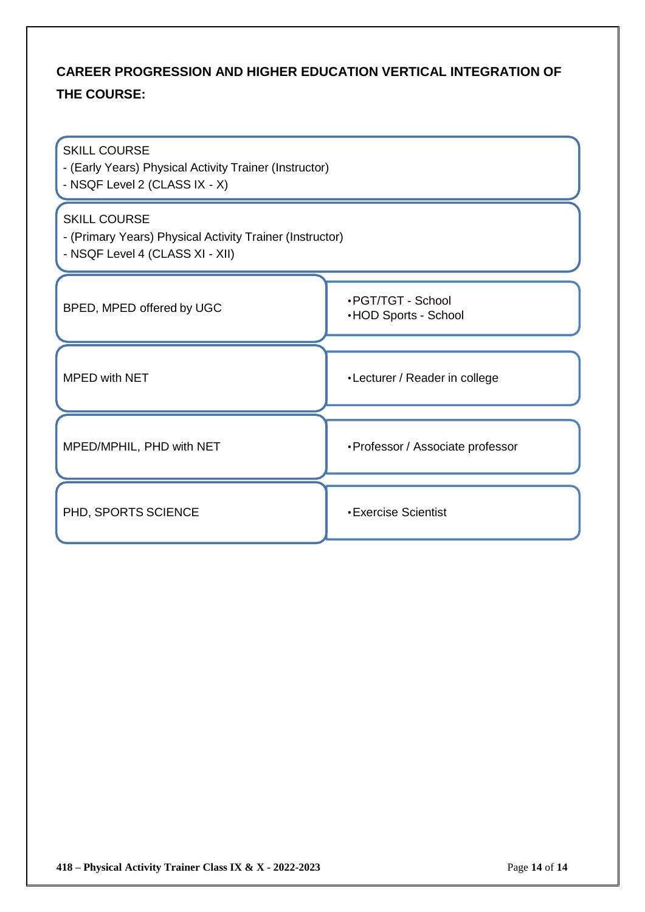## CAREER PROGRESSION AND HIGHER EDUCATION VERTICAL INTEGRATION OF THE COURSE:

SKILL COURSE
- (Early Years) Physical Activity Trainer (Instructor)
- NSQF Level 2 (CLASS IX - X)

SKILL COURSE
- (Primary Years) Physical Activity Trainer (Instructor)
- NSQF Level 4 (CLASS XI - XII)

| | |
|---|---|
| BPED, MPED offered by UGC | •PGT/TGT - School<br>•HOD Sports - School |
| MPED with NET | •Lecturer / Reader in college |
| MPED/MPHIL, PHD with NET | •Professor / Associate professor |
| PHD, SPORTS SCIENCE | •Exercise Scientist |